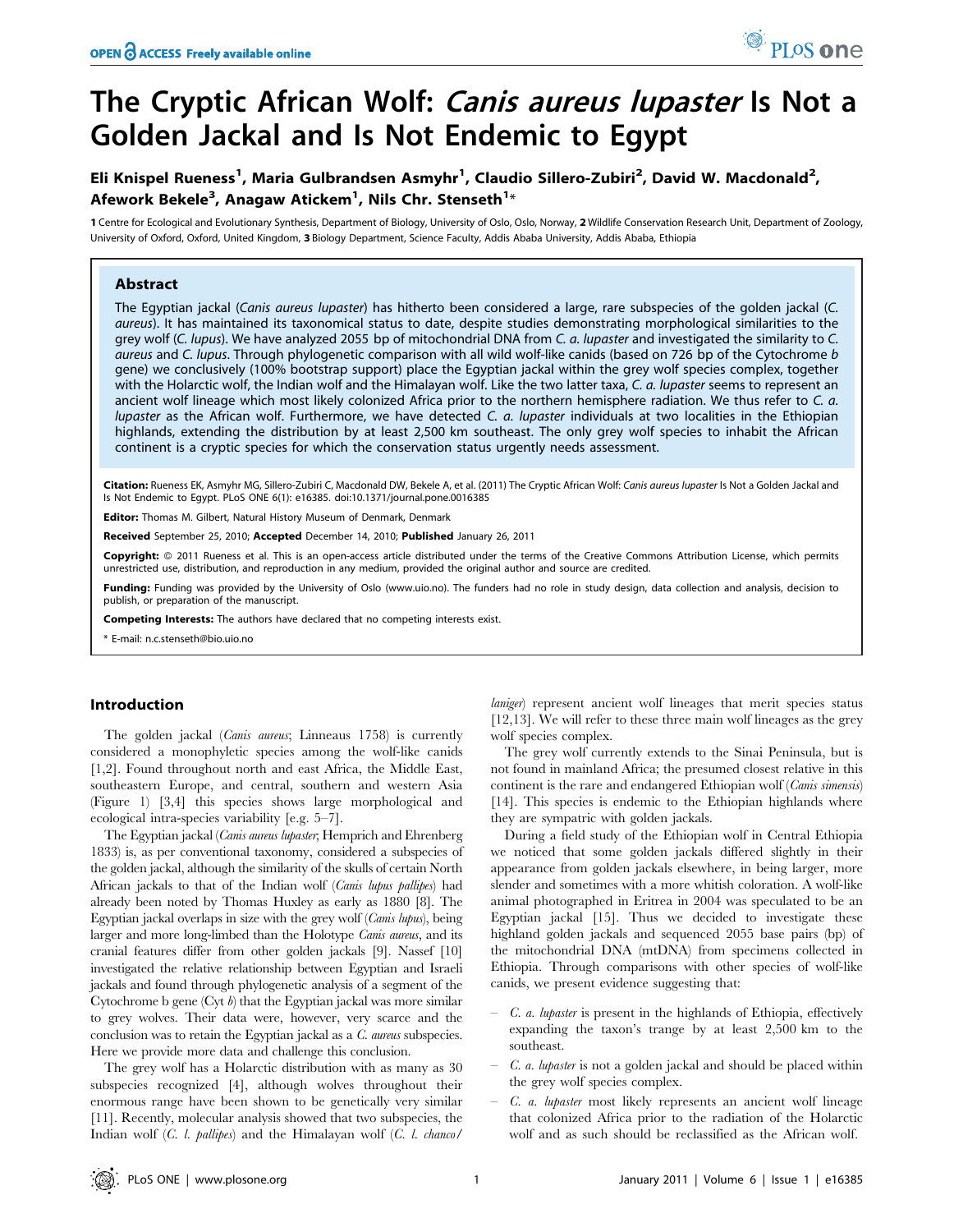# The Cryptic African Wolf: *Canis aureus lupaster* Is Not a Golden Jackal and Is Not Endemic to Egypt

**Eli Knispel Rueness[1], Maria Gulbrandsen Asmyhr[1], Claudio Sillero-Zubiri[2], David W. Macdonald[2], Afework Bekele[3], Anagaw Atickem[1], Nils Chr. Stenseth[1]***

**1** Centre for Ecological and Evolutionary Synthesis, Department of Biology, University of Oslo, Oslo, Norway, **2** Wildlife Conservation Research Unit, Department of Zoology, University of Oxford, Oxford, United Kingdom, **3** Biology Department, Science Faculty, Addis Ababa University, Addis Ababa, Ethiopia

## Abstract

The Egyptian jackal (*Canis aureus lupaster*) has hitherto been considered a large, rare subspecies of the golden jackal (*C. aureus*). It has maintained its taxonomical status to date, despite studies demonstrating morphological similarities to the grey wolf (*C. lupus*). We have analyzed 2055 bp of mitochondrial DNA from *C. a. lupaster* and investigated the similarity to *C. aureus* and *C. lupus*. Through phylogenetic comparison with all wild wolf-like canids (based on 726 bp of the Cytochrome *b* gene) we conclusively (100% bootstrap support) place the Egyptian jackal within the grey wolf species complex, together with the Holarctic wolf, the Indian wolf and the Himalayan wolf. Like the two latter taxa, *C. a. lupaster* seems to represent an ancient wolf lineage which most likely colonized Africa prior to the northern hemisphere radiation. We thus refer to *C. a. lupaster* as the African wolf. Furthermore, we have detected *C. a. lupaster* individuals at two localities in the Ethiopian highlands, extending the distribution by at least 2,500 km southeast. The only grey wolf species to inhabit the African continent is a cryptic species for which the conservation status urgently needs assessment.

**Citation:** Rueness EK, Asmyhr MG, Sillero-Zubiri C, Macdonald DW, Bekele A, et al. (2011) The Cryptic African Wolf: *Canis aureus lupaster* Is Not a Golden Jackal and Is Not Endemic to Egypt. PLoS ONE 6(1): e16385. doi:10.1371/journal.pone.0016385

**Editor:** Thomas M. Gilbert, Natural History Museum of Denmark, Denmark

**Received** September 25, 2010; **Accepted** December 14, 2010; **Published** January 26, 2011

**Copyright:** © 2011 Rueness et al. This is an open-access article distributed under the terms of the Creative Commons Attribution License, which permits unrestricted use, distribution, and reproduction in any medium, provided the original author and source are credited.

**Funding:** Funding was provided by the University of Oslo (www.uio.no). The funders had no role in study design, data collection and analysis, decision to publish, or preparation of the manuscript.

**Competing Interests:** The authors have declared that no competing interests exist.

\* E-mail: n.c.stenseth@bio.uio.no

## Introduction

The golden jackal (*Canis aureus*; Linneaus 1758) is currently considered a monophyletic species among the wolf-like canids [1,2]. Found throughout north and east Africa, the Middle East, southeastern Europe, and central, southern and western Asia (Figure 1) [3,4] this species shows large morphological and ecological intra-species variability [e.g. 5–7].

The Egyptian jackal (*Canis aureus lupaster*, Hemprich and Ehrenberg 1833) is, as per conventional taxonomy, considered a subspecies of the golden jackal, although the similarity of the skulls of certain North African jackals to that of the Indian wolf (*Canis lupus pallipes*) had already been noted by Thomas Huxley as early as 1880 [8]. The Egyptian jackal overlaps in size with the grey wolf (*Canis lupus*), being larger and more long-limbed than the Holotype *Canis aureus*, and its cranial features differ from other golden jackals [9]. Nassef [10] investigated the relative relationship between Egyptian and Israeli jackals and found through phylogenetic analysis of a segment of the Cytochrome b gene (Cyt *b*) that the Egyptian jackal was more similar to grey wolves. Their data were, however, very scarce and the conclusion was to retain the Egyptian jackal as a *C. aureus* subspecies. Here we provide more data and challenge this conclusion.

The grey wolf has a Holarctic distribution with as many as 30 subspecies recognized [4], although wolves throughout their enormous range have been shown to be genetically very similar [11]. Recently, molecular analysis showed that two subspecies, the Indian wolf (*C. l. pallipes*) and the Himalayan wolf (*C. l. chanco/laniger*) represent ancient wolf lineages that merit species status [12,13]. We will refer to these three main wolf lineages as the grey wolf species complex.

The grey wolf currently extends to the Sinai Peninsula, but is not found in mainland Africa; the presumed closest relative in this continent is the rare and endangered Ethiopian wolf (*Canis simensis*) [14]. This species is endemic to the Ethiopian highlands where they are sympatric with golden jackals.

During a field study of the Ethiopian wolf in Central Ethiopia we noticed that some golden jackals differed slightly in their appearance from golden jackals elsewhere, in being larger, more slender and sometimes with a more whitish coloration. A wolf-like animal photographed in Eritrea in 2004 was speculated to be an Egyptian jackal [15]. Thus we decided to investigate these highland golden jackals and sequenced 2055 base pairs (bp) of the mitochondrial DNA (mtDNA) from specimens collected in Ethiopia. Through comparisons with other species of wolf-like canids, we present evidence suggesting that:

- *C. a. lupaster* is present in the highlands of Ethiopia, effectively expanding the taxon's trange by at least 2,500 km to the southeast.
- *C. a. lupaster* is not a golden jackal and should be placed within the grey wolf species complex.
- *C. a. lupaster* most likely represents an ancient wolf lineage that colonized Africa prior to the radiation of the Holarctic wolf and as such should be reclassified as the African wolf.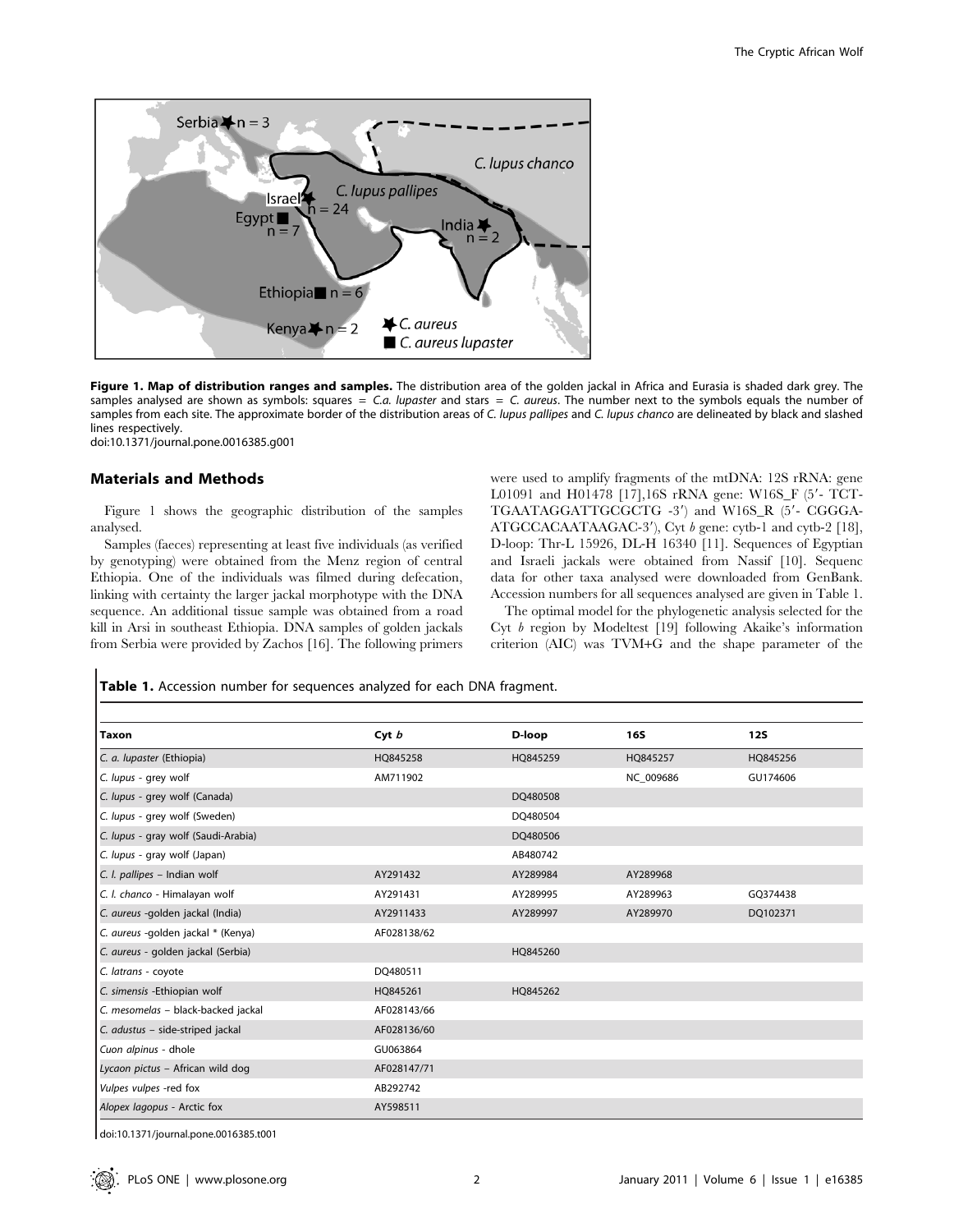**Figure 1. Map of distribution ranges and samples.** The distribution area of the golden jackal in Africa and Eurasia is shaded dark grey. The samples analysed are shown as symbols: squares = *C.a. lupaster* and stars = *C. aureus*. The number next to the symbols equals the number of samples from each site. The approximate border of the distribution areas of *C. lupus pallipes* and *C. lupus chanco* are delineated by black and slashed lines respectively.
doi:10.1371/journal.pone.0016385.g001

## Materials and Methods

Figure 1 shows the geographic distribution of the samples analysed.

Samples (faeces) representing at least five individuals (as verified by genotyping) were obtained from the Menz region of central Ethiopia. One of the individuals was filmed during defecation, linking with certainty the larger jackal morphotype with the DNA sequence. An additional tissue sample was obtained from a road kill in Arsi in southeast Ethiopia. DNA samples of golden jackals from Serbia were provided by Zachos [16]. The following primers were used to amplify fragments of the mtDNA: 12S rRNA: gene L01091 and H01478 [17],16S rRNA gene: W16S_F (5′- TCT-TGAATAGGATTGCGCTG -3′) and W16S_R (5′- CGGGA-ATGCCACAATAAGAC-3′), Cyt *b* gene: cytb-1 and cytb-2 [18], D-loop: Thr-L 15926, DL-H 16340 [11]. Sequences of Egyptian and Israeli jackals were obtained from Nassif [10]. Sequenc data for other taxa analysed were downloaded from GenBank. Accession numbers for all sequences analysed are given in Table 1.

The optimal model for the phylogenetic analysis selected for the Cyt *b* region by Modeltest [19] following Akaike's information criterion (AIC) was TVM+G and the shape parameter of the

**Table 1.** Accession number for sequences analyzed for each DNA fragment.

| Taxon | Cyt *b* | D-loop | 16S | 12S |
|---|---|---|---|---|
| *C. a. lupaster* (Ethiopia) | HQ845258 | HQ845259 | HQ845257 | HQ845256 |
| *C. lupus* - grey wolf | AM711902 | | NC_009686 | GU174606 |
| *C. lupus* - grey wolf (Canada) | | DQ480508 | | |
| *C. lupus* - grey wolf (Sweden) | | DQ480504 | | |
| *C. lupus* - gray wolf (Saudi-Arabia) | | DQ480506 | | |
| *C. lupus* - gray wolf (Japan) | | AB480742 | | |
| *C. l. pallipes* – Indian wolf | AY291432 | AY289984 | AY289968 | |
| *C. l. chanco* - Himalayan wolf | AY291431 | AY289995 | AY289963 | GQ374438 |
| *C. aureus* -golden jackal (India) | AY2911433 | AY289997 | AY289970 | DQ102371 |
| *C. aureus* -golden jackal * (Kenya) | AF028138/62 | | | |
| *C. aureus* - golden jackal (Serbia) | | HQ845260 | | |
| *C. latrans* - coyote | DQ480511 | | | |
| *C. simensis* -Ethiopian wolf | HQ845261 | HQ845262 | | |
| *C. mesomelas* – black-backed jackal | AF028143/66 | | | |
| *C. adustus* – side-striped jackal | AF028136/60 | | | |
| *Cuon alpinus* - dhole | GU063864 | | | |
| *Lycaon pictus* – African wild dog | AF028147/71 | | | |
| *Vulpes vulpes* -red fox | AB292742 | | | |
| *Alopex lagopus* - Arctic fox | AY598511 | | | |

doi:10.1371/journal.pone.0016385.t001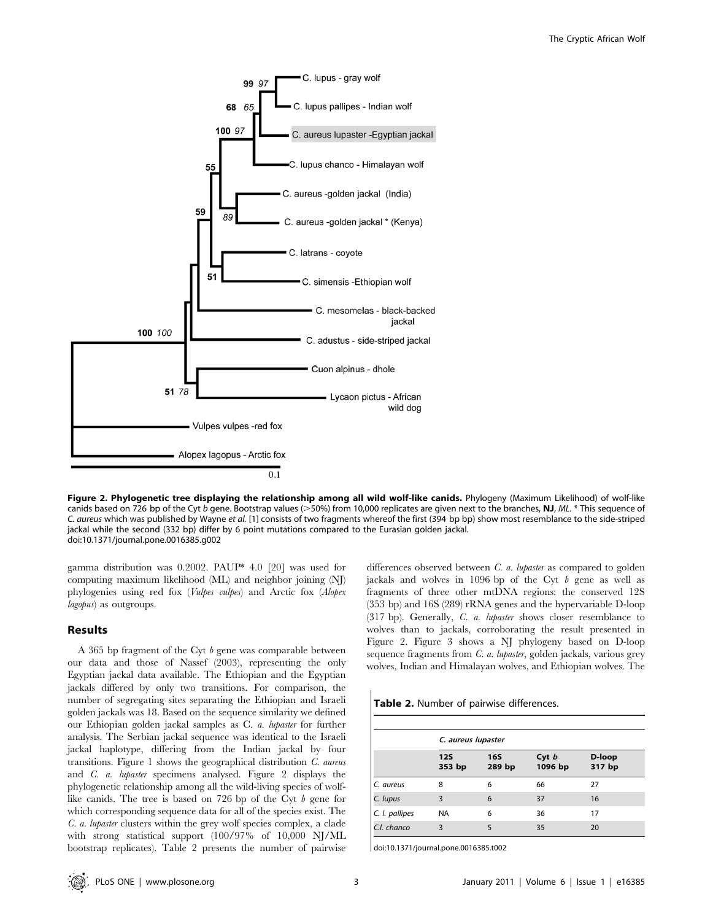**Figure 2. Phylogenetic tree displaying the relationship among all wild wolf-like canids.** Phylogeny (Maximum Likelihood) of wolf-like canids based on 726 bp of the Cyt *b* gene. Bootstrap values (>50%) from 10,000 replicates are given next to the branches, **NJ**, *ML*. * This sequence of *C. aureus* which was published by Wayne *et al.* [1] consists of two fragments whereof the first (394 bp bp) show most resemblance to the side-striped jackal while the second (332 bp) differ by 6 point mutations compared to the Eurasian golden jackal.
doi:10.1371/journal.pone.0016385.g002

gamma distribution was 0.2002. PAUP* 4.0 [20] was used for computing maximum likelihood (ML) and neighbor joining (NJ) phylogenies using red fox (*Vulpes vulpes*) and Arctic fox (*Alopex lagopus*) as outgroups.

## Results

A 365 bp fragment of the Cyt *b* gene was comparable between our data and those of Nassef (2003), representing the only Egyptian jackal data available. The Ethiopian and the Egyptian jackals differed by only two transitions. For comparison, the number of segregating sites separating the Ethiopian and Israeli golden jackals was 18. Based on the sequence similarity we defined our Ethiopian golden jackal samples as C. *a. lupaster* for further analysis. The Serbian jackal sequence was identical to the Israeli jackal haplotype, differing from the Indian jackal by four transitions. Figure 1 shows the geographical distribution *C. aureus* and *C. a. lupaster* specimens analysed. Figure 2 displays the phylogenetic relationship among all the wild-living species of wolf-like canids. The tree is based on 726 bp of the Cyt *b* gene for which corresponding sequence data for all of the species exist. The *C. a. lupaster* clusters within the grey wolf species complex, a clade with strong statistical support (100/97% of 10,000 NJ/ML bootstrap replicates). Table 2 presents the number of pairwise differences observed between *C. a. lupaster* as compared to golden jackals and wolves in 1096 bp of the Cyt *b* gene as well as fragments of three other mtDNA regions: the conserved 12S (353 bp) and 16S (289) rRNA genes and the hypervariable D-loop (317 bp). Generally, *C. a. lupaster* shows closer resemblance to wolves than to jackals, corroborating the result presented in Figure 2. Figure 3 shows a NJ phylogeny based on D-loop sequence fragments from *C. a. lupaster*, golden jackals, various grey wolves, Indian and Himalayan wolves, and Ethiopian wolves. The

**Table 2.** Number of pairwise differences.

| | *C. aureus lupaster* | | | |
|---|---|---|---|---|
| | 12S 353 bp | 16S 289 bp | Cyt *b* 1096 bp | D-loop 317 bp |
| *C. aureus* | 8 | 6 | 66 | 27 |
| *C. lupus* | 3 | 6 | 37 | 16 |
| *C. l. pallipes* | NA | 6 | 36 | 17 |
| *C.l. chanco* | 3 | 5 | 35 | 20 |

doi:10.1371/journal.pone.0016385.t002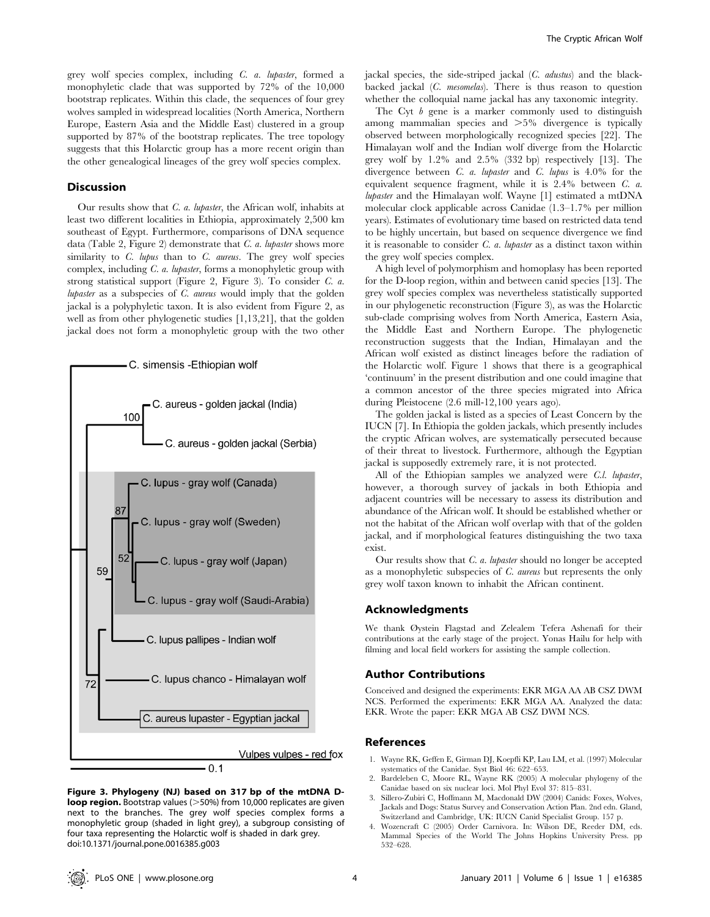grey wolf species complex, including *C. a. lupaster*, formed a monophyletic clade that was supported by 72% of the 10,000 bootstrap replicates. Within this clade, the sequences of four grey wolves sampled in widespread localities (North America, Northern Europe, Eastern Asia and the Middle East) clustered in a group supported by 87% of the bootstrap replicates. The tree topology suggests that this Holarctic group has a more recent origin than the other genealogical lineages of the grey wolf species complex.

## Discussion

Our results show that *C. a. lupaster*, the African wolf, inhabits at least two different localities in Ethiopia, approximately 2,500 km southeast of Egypt. Furthermore, comparisons of DNA sequence data (Table 2, Figure 2) demonstrate that *C. a. lupaster* shows more similarity to *C. lupus* than to *C. aureus*. The grey wolf species complex, including *C. a. lupaster*, forms a monophyletic group with strong statistical support (Figure 2, Figure 3). To consider *C. a. lupaster* as a subspecies of *C. aureus* would imply that the golden jackal is a polyphyletic taxon. It is also evident from Figure 2, as well as from other phylogenetic studies [1,13,21], that the golden jackal does not form a monophyletic group with the two other jackal species, the side-striped jackal (*C. adustus*) and the black-backed jackal (*C. mesomelas*). There is thus reason to question whether the colloquial name jackal has any taxonomic integrity.

**Figure 3. Phylogeny (NJ) based on 317 bp of the mtDNA D-loop region.** Bootstrap values (>50%) from 10,000 replicates are given next to the branches. The grey wolf species complex forms a monophyletic group (shaded in light grey), a subgroup consisting of four taxa representing the Holarctic wolf is shaded in dark grey. doi:10.1371/journal.pone.0016385.g003

The Cyt *b* gene is a marker commonly used to distinguish among mammalian species and >5% divergence is typically observed between morphologically recognized species [22]. The Himalayan wolf and the Indian wolf diverge from the Holarctic grey wolf by 1.2% and 2.5% (332 bp) respectively [13]. The divergence between *C. a. lupaster* and *C. lupus* is 4.0% for the equivalent sequence fragment, while it is 2.4% between *C. a. lupaster* and the Himalayan wolf. Wayne [1] estimated a mtDNA molecular clock applicable across Canidae (1.3–1.7% per million years). Estimates of evolutionary time based on restricted data tend to be highly uncertain, but based on sequence divergence we find it is reasonable to consider *C. a. lupaster* as a distinct taxon within the grey wolf species complex.

A high level of polymorphism and homoplasy has been reported for the D-loop region, within and between canid species [13]. The grey wolf species complex was nevertheless statistically supported in our phylogenetic reconstruction (Figure 3), as was the Holarctic sub-clade comprising wolves from North America, Eastern Asia, the Middle East and Northern Europe. The phylogenetic reconstruction suggests that the Indian, Himalayan and the African wolf existed as distinct lineages before the radiation of the Holarctic wolf. Figure 1 shows that there is a geographical 'continuum' in the present distribution and one could imagine that a common ancestor of the three species migrated into Africa during Pleistocene (2.6 mill-12,100 years ago).

The golden jackal is listed as a species of Least Concern by the IUCN [7]. In Ethiopia the golden jackals, which presently includes the cryptic African wolves, are systematically persecuted because of their threat to livestock. Furthermore, although the Egyptian jackal is supposedly extremely rare, it is not protected.

All of the Ethiopian samples we analyzed were *C.l. lupaster*, however, a thorough survey of jackals in both Ethiopia and adjacent countries will be necessary to assess its distribution and abundance of the African wolf. It should be established whether or not the habitat of the African wolf overlap with that of the golden jackal, and if morphological features distinguishing the two taxa exist.

Our results show that *C. a. lupaster* should no longer be accepted as a monophyletic subspecies of *C. aureus* but represents the only grey wolf taxon known to inhabit the African continent.

## Acknowledgments

We thank Øystein Flagstad and Zelealem Tefera Ashenafi for their contributions at the early stage of the project. Yonas Hailu for help with filming and local field workers for assisting the sample collection.

## Author Contributions

Conceived and designed the experiments: EKR MGA AA AB CSZ DWM NCS. Performed the experiments: EKR MGA AA. Analyzed the data: EKR. Wrote the paper: EKR MGA AB CSZ DWM NCS.

## References

1. Wayne RK, Geffen E, Girman DJ, Koepfli KP, Lau LM, et al. (1997) Molecular systematics of the Canidae. Syst Biol 46: 622–653.
2. Bardeleben C, Moore RL, Wayne RK (2005) A molecular phylogeny of the Canidae based on six nuclear loci. Mol Phyl Evol 37: 815–831.
3. Sillero-Zubiri C, Hoffmann M, Macdonald DW (2004) Canids: Foxes, Wolves, Jackals and Dogs: Status Survey and Conservation Action Plan. 2nd edn. Gland, Switzerland and Cambridge, UK: IUCN Canid Specialist Group. 157 p.
4. Wozencraft C (2005) Order Carnivora. In: Wilson DE, Reeder DM, eds. Mammal Species of the World The Johns Hopkins University Press. pp 532–628.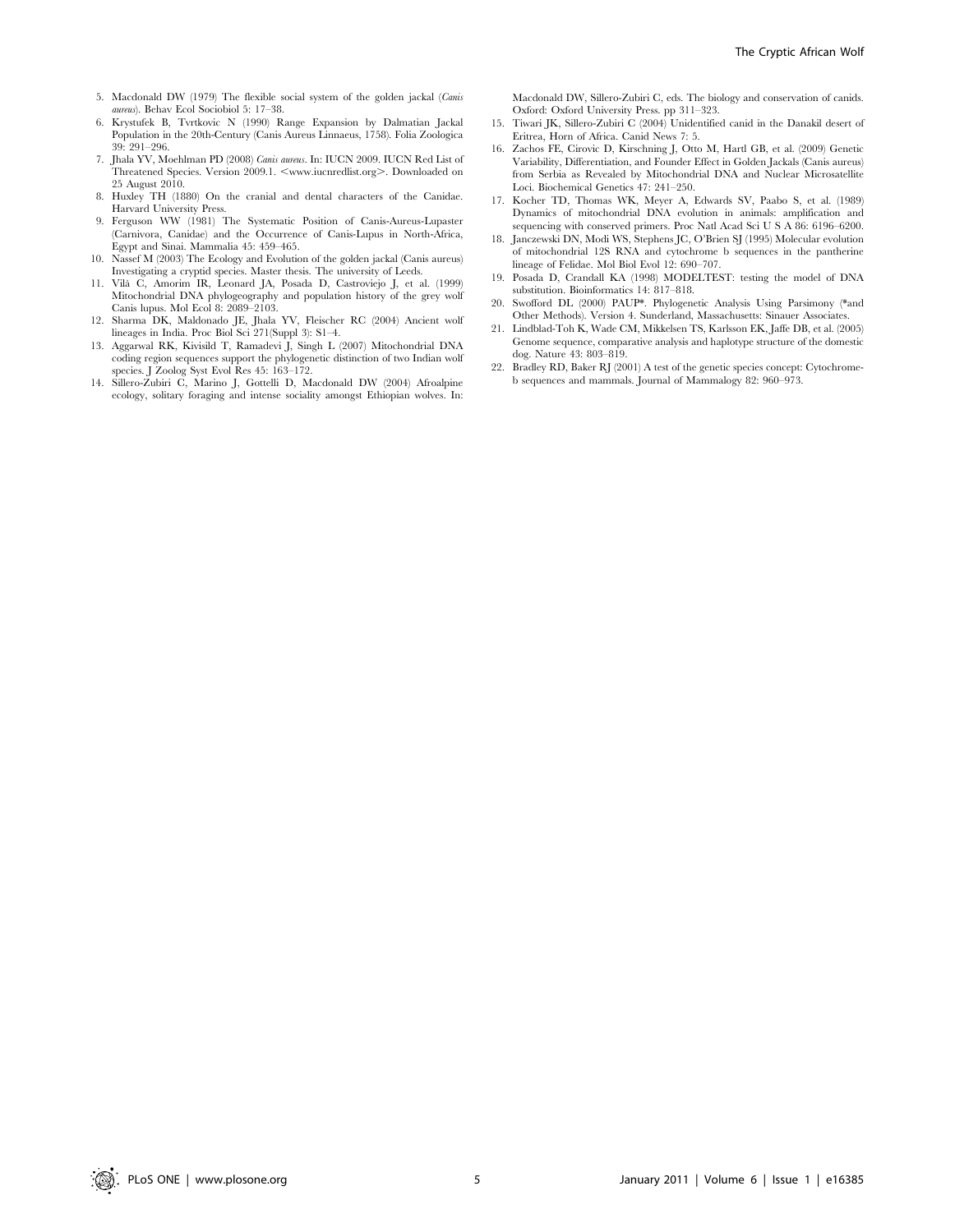5. Macdonald DW (1979) The flexible social system of the golden jackal (*Canis aureus*). Behav Ecol Sociobiol 5: 17–38.
6. Krystufek B, Tvrtkovic N (1990) Range Expansion by Dalmatian Jackal Population in the 20th-Century (Canis Aureus Linnaeus, 1758). Folia Zoologica 39: 291–296.
7. Jhala YV, Moehlman PD (2008) *Canis aureus*. In: IUCN 2009. IUCN Red List of Threatened Species. Version 2009.1. <www.iucnredlist.org>. Downloaded on 25 August 2010.
8. Huxley TH (1880) On the cranial and dental characters of the Canidae. Harvard University Press.
9. Ferguson WW (1981) The Systematic Position of Canis-Aureus-Lupaster (Carnivora, Canidae) and the Occurrence of Canis-Lupus in North-Africa, Egypt and Sinai. Mammalia 45: 459–465.
10. Nassef M (2003) The Ecology and Evolution of the golden jackal (Canis aureus) Investigating a cryptid species. Master thesis. The university of Leeds.
11. Vilà C, Amorim IR, Leonard JA, Posada D, Castroviejo J, et al. (1999) Mitochondrial DNA phylogeography and population history of the grey wolf Canis lupus. Mol Ecol 8: 2089–2103.
12. Sharma DK, Maldonado JE, Jhala YV, Fleischer RC (2004) Ancient wolf lineages in India. Proc Biol Sci 271(Suppl 3): S1–4.
13. Aggarwal RK, Kivisild T, Ramadevi J, Singh L (2007) Mitochondrial DNA coding region sequences support the phylogenetic distinction of two Indian wolf species. J Zoolog Syst Evol Res 45: 163–172.
14. Sillero-Zubiri C, Marino J, Gottelli D, Macdonald DW (2004) Afroalpine ecology, solitary foraging and intense sociality amongst Ethiopian wolves. In: Macdonald DW, Sillero-Zubiri C, eds. The biology and conservation of canids. Oxford: Oxford University Press. pp 311–323.
15. Tiwari JK, Sillero-Zubiri C (2004) Unidentified canid in the Danakil desert of Eritrea, Horn of Africa. Canid News 7: 5.
16. Zachos FE, Cirovic D, Kirschning J, Otto M, Hartl GB, et al. (2009) Genetic Variability, Differentiation, and Founder Effect in Golden Jackals (Canis aureus) from Serbia as Revealed by Mitochondrial DNA and Nuclear Microsatellite Loci. Biochemical Genetics 47: 241–250.
17. Kocher TD, Thomas WK, Meyer A, Edwards SV, Paabo S, et al. (1989) Dynamics of mitochondrial DNA evolution in animals: amplification and sequencing with conserved primers. Proc Natl Acad Sci U S A 86: 6196–6200.
18. Janczewski DN, Modi WS, Stephens JC, O'Brien SJ (1995) Molecular evolution of mitochondrial 12S RNA and cytochrome b sequences in the pantherine lineage of Felidae. Mol Biol Evol 12: 690–707.
19. Posada D, Crandall KA (1998) MODELTEST: testing the model of DNA substitution. Bioinformatics 14: 817–818.
20. Swofford DL (2000) PAUP*. Phylogenetic Analysis Using Parsimony (*and Other Methods). Version 4. Sunderland, Massachusetts: Sinauer Associates.
21. Lindblad-Toh K, Wade CM, Mikkelsen TS, Karlsson EK, Jaffe DB, et al. (2005) Genome sequence, comparative analysis and haplotype structure of the domestic dog. Nature 43: 803–819.
22. Bradley RD, Baker RJ (2001) A test of the genetic species concept: Cytochrome-b sequences and mammals. Journal of Mammalogy 82: 960–973.